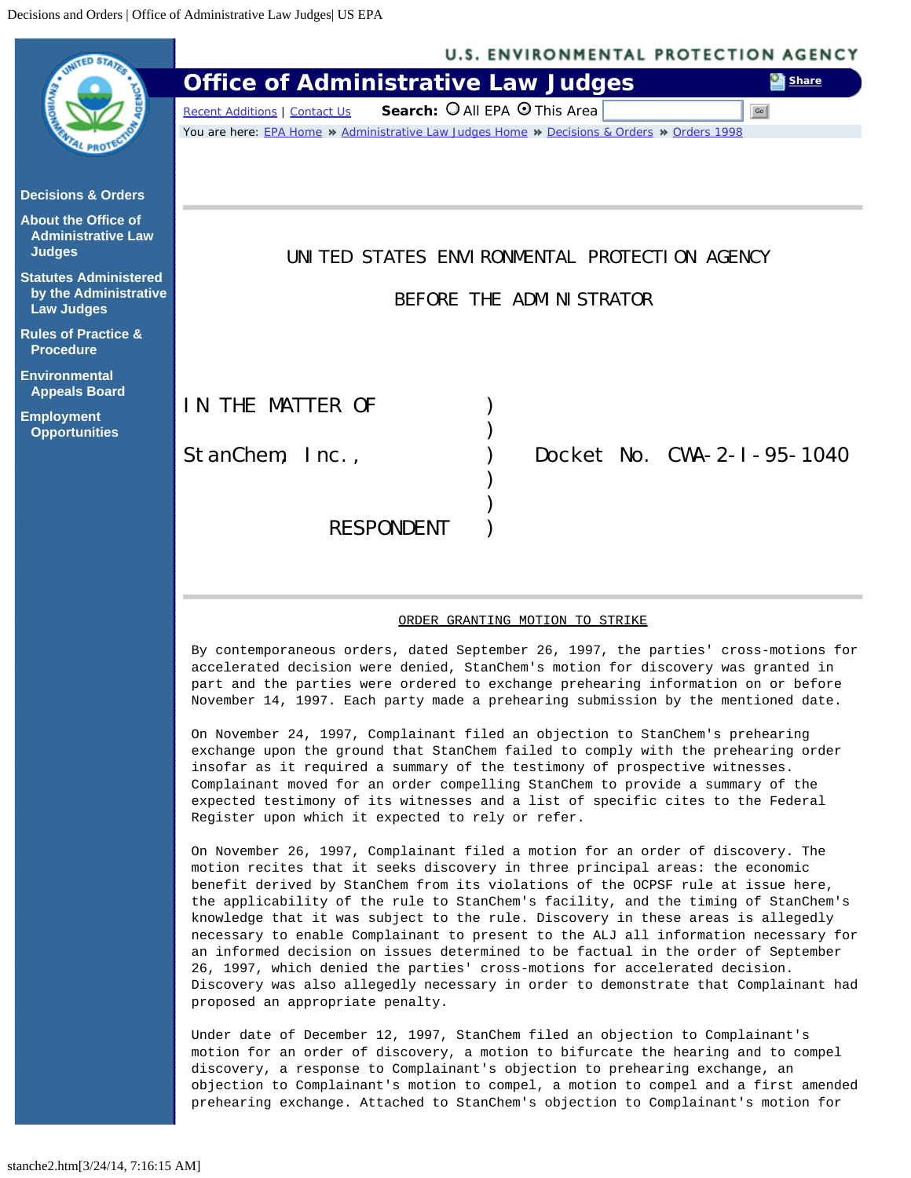UNITED STATES ENVIRONMENTAL PROTECTION AGENCY

BEFORE THE ADMINISTRATOR

| | | |
|---|---|---|
| IN THE MATTER OF | ) | |
| | ) | |
| StanChem, Inc., | ) | Docket No. CWA-2-I-95-1040 |
| | ) | |
| | ) | |
| RESPONDENT | ) | |

ORDER GRANTING MOTION TO STRIKE

By contemporaneous orders, dated September 26, 1997, the parties' cross-motions for accelerated decision were denied, StanChem's motion for discovery was granted in part and the parties were ordered to exchange prehearing information on or before November 14, 1997. Each party made a prehearing submission by the mentioned date.

On November 24, 1997, Complainant filed an objection to StanChem's prehearing exchange upon the ground that StanChem failed to comply with the prehearing order insofar as it required a summary of the testimony of prospective witnesses. Complainant moved for an order compelling StanChem to provide a summary of the expected testimony of its witnesses and a list of specific cites to the Federal Register upon which it expected to rely or refer.

On November 26, 1997, Complainant filed a motion for an order of discovery. The motion recites that it seeks discovery in three principal areas: the economic benefit derived by StanChem from its violations of the OCPSF rule at issue here, the applicability of the rule to StanChem's facility, and the timing of StanChem's knowledge that it was subject to the rule. Discovery in these areas is allegedly necessary to enable Complainant to present to the ALJ all information necessary for an informed decision on issues determined to be factual in the order of September 26, 1997, which denied the parties' cross-motions for accelerated decision. Discovery was also allegedly necessary in order to demonstrate that Complainant had proposed an appropriate penalty.

Under date of December 12, 1997, StanChem filed an objection to Complainant's motion for an order of discovery, a motion to bifurcate the hearing and to compel discovery, a response to Complainant's objection to prehearing exchange, an objection to Complainant's motion to compel, a motion to compel and a first amended prehearing exchange. Attached to StanChem's objection to Complainant's motion for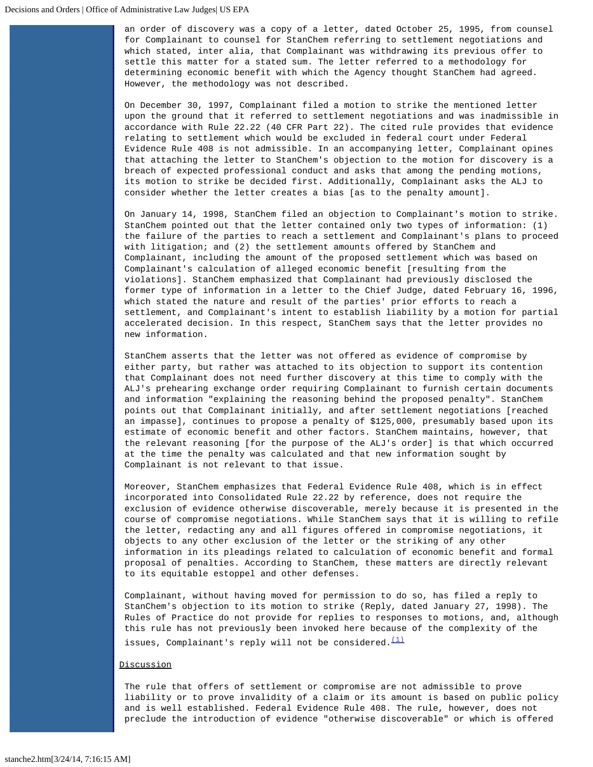an order of discovery was a copy of a letter, dated October 25, 1995, from counsel for Complainant to counsel for StanChem referring to settlement negotiations and which stated, inter alia, that Complainant was withdrawing its previous offer to settle this matter for a stated sum. The letter referred to a methodology for determining economic benefit with which the Agency thought StanChem had agreed. However, the methodology was not described.

On December 30, 1997, Complainant filed a motion to strike the mentioned letter upon the ground that it referred to settlement negotiations and was inadmissible in accordance with Rule 22.22 (40 CFR Part 22). The cited rule provides that evidence relating to settlement which would be excluded in federal court under Federal Evidence Rule 408 is not admissible. In an accompanying letter, Complainant opines that attaching the letter to StanChem's objection to the motion for discovery is a breach of expected professional conduct and asks that among the pending motions, its motion to strike be decided first. Additionally, Complainant asks the ALJ to consider whether the letter creates a bias [as to the penalty amount].

On January 14, 1998, StanChem filed an objection to Complainant's motion to strike. StanChem pointed out that the letter contained only two types of information: (1) the failure of the parties to reach a settlement and Complainant's plans to proceed with litigation; and (2) the settlement amounts offered by StanChem and Complainant, including the amount of the proposed settlement which was based on Complainant's calculation of alleged economic benefit [resulting from the violations]. StanChem emphasized that Complainant had previously disclosed the former type of information in a letter to the Chief Judge, dated February 16, 1996, which stated the nature and result of the parties' prior efforts to reach a settlement, and Complainant's intent to establish liability by a motion for partial accelerated decision. In this respect, StanChem says that the letter provides no new information.

StanChem asserts that the letter was not offered as evidence of compromise by either party, but rather was attached to its objection to support its contention that Complainant does not need further discovery at this time to comply with the ALJ's prehearing exchange order requiring Complainant to furnish certain documents and information "explaining the reasoning behind the proposed penalty". StanChem points out that Complainant initially, and after settlement negotiations [reached an impasse], continues to propose a penalty of $125,000, presumably based upon its estimate of economic benefit and other factors. StanChem maintains, however, that the relevant reasoning [for the purpose of the ALJ's order] is that which occurred at the time the penalty was calculated and that new information sought by Complainant is not relevant to that issue.

Moreover, StanChem emphasizes that Federal Evidence Rule 408, which is in effect incorporated into Consolidated Rule 22.22 by reference, does not require the exclusion of evidence otherwise discoverable, merely because it is presented in the course of compromise negotiations. While StanChem says that it is willing to refile the letter, redacting any and all figures offered in compromise negotiations, it objects to any other exclusion of the letter or the striking of any other information in its pleadings related to calculation of economic benefit and formal proposal of penalties. According to StanChem, these matters are directly relevant to its equitable estoppel and other defenses.

Complainant, without having moved for permission to do so, has filed a reply to StanChem's objection to its motion to strike (Reply, dated January 27, 1998). The Rules of Practice do not provide for replies to responses to motions, and, although this rule has not previously been invoked here because of the complexity of the issues, Complainant's reply will not be considered.[1]

## Discussion

The rule that offers of settlement or compromise are not admissible to prove liability or to prove invalidity of a claim or its amount is based on public policy and is well established. Federal Evidence Rule 408. The rule, however, does not preclude the introduction of evidence "otherwise discoverable" or which is offered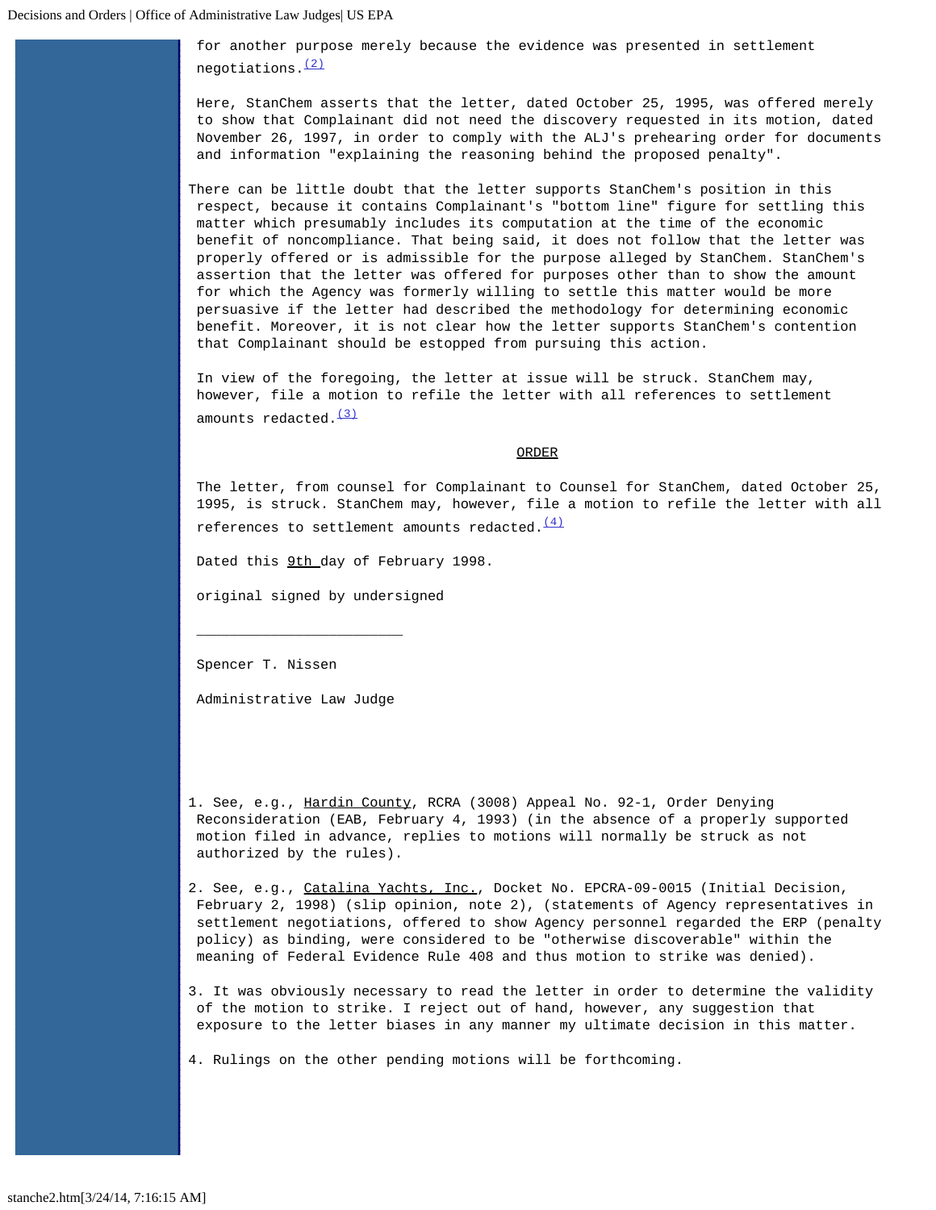for another purpose merely because the evidence was presented in settlement negotiations.[(2)]

Here, StanChem asserts that the letter, dated October 25, 1995, was offered merely to show that Complainant did not make the discovery requested in its motion, dated November 26, 1997, in order to comply with the ALJ's prehearing order for documents and information "explaining the reasoning behind the proposed penalty".

There can be little doubt that the letter supports StanChem's position in this respect, because it contains Complainant's "bottom line" figure for settling this matter which presumably includes its computation at the time of the economic benefit of noncompliance. That being said, it does not follow that the letter was properly offered or is admissible for the purpose alleged by StanChem. StanChem's assertion that the letter was offered for purposes other than to show the amount for which the Agency was formerly willing to settle this matter would be more persuasive if the letter had described the methodology for determining economic benefit. Moreover, it is not clear how the letter supports StanChem's contention that Complainant should be estopped from pursuing this action.

In view of the foregoing, the letter at issue will be struck. StanChem may, however, file a motion to refile the letter with all references to settlement amounts redacted.[(3)]

## ORDER

The letter, from counsel for Complainant to Counsel for StanChem, dated October 25, 1995, is struck. StanChem may, however, file a motion to refile the letter with all references to settlement amounts redacted.[(4)]

Dated this 9th day of February 1998.

original signed by undersigned

\_\_\_\_\_\_\_\_\_\_\_\_\_\_\_\_\_\_\_\_\_\_\_\_\_\_

Spencer T. Nissen

Administrative Law Judge

1. See, e.g., Hardin County, RCRA (3008) Appeal No. 92-1, Order Denying Reconsideration (EAB, February 4, 1993) (in the absence of a properly supported motion filed in advance, replies to motions will normally be struck as not authorized by the rules).

2. See, e.g., Catalina Yachts, Inc., Docket No. EPCRA-09-0015 (Initial Decision, February 2, 1998) (slip opinion, note 2), (statements of Agency representatives in settlement negotiations, offered to show Agency personnel regarded the ERP (penalty policy) as binding, were considered to be "otherwise discoverable" within the meaning of Federal Evidence Rule 408 and thus motion to strike was denied).

3. It was obviously necessary to read the letter in order to determine the validity of the motion to strike. I reject out of hand, however, any suggestion that exposure to the letter biases in any manner my ultimate decision in this matter.

4. Rulings on the other pending motions will be forthcoming.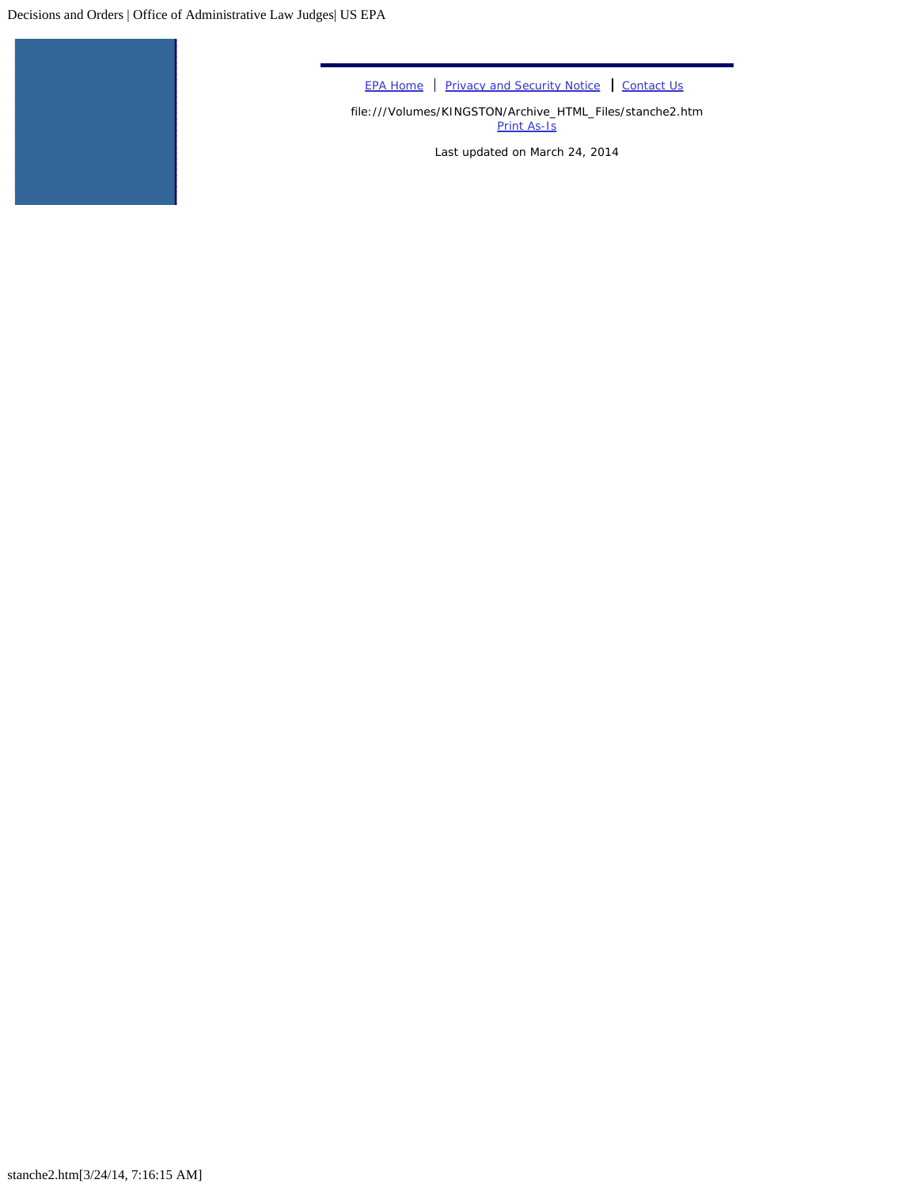EPA Home | Privacy and Security Notice | Contact Us

file:///Volumes/KINGSTON/Archive_HTML_Files/stanche2.htm
Print As-Is

Last updated on March 24, 2014